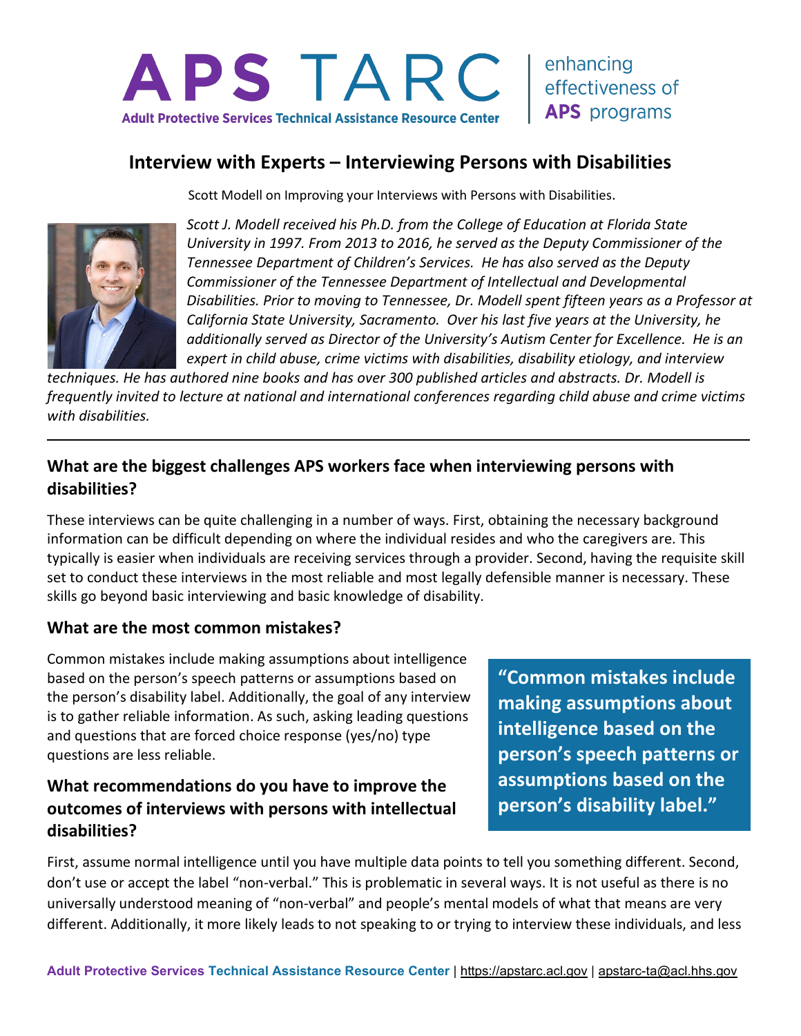# APS TARC

**Adult Protective Services Technical Assistance Resource Center** | enhancing effectiveness of **APS** programs

## Interview with Experts – Interviewing Persons with Disabilities

Scott Modell on Improving your Interviews with Persons with Disabilities.

*Scott J. Modell received his Ph.D. from the College of Education at Florida State University in 1997. From 2013 to 2016, he served as the Deputy Commissioner of the Tennessee Department of Children's Services. He has also served as the Deputy Commissioner of the Tennessee Department of Intellectual and Developmental Disabilities. Prior to moving to Tennessee, Dr. Modell spent fifteen years as a Professor at California State University, Sacramento. Over his last five years at the University, he additionally served as Director of the University's Autism Center for Excellence. He is an expert in child abuse, crime victims with disabilities, disability etiology, and interview techniques. He has authored nine books and has over 300 published articles and abstracts. Dr. Modell is frequently invited to lecture at national and international conferences regarding child abuse and crime victims with disabilities.*

---

### What are the biggest challenges APS workers face when interviewing persons with disabilities?

These interviews can be quite challenging in a number of ways. First, obtaining the necessary background information can be difficult depending on where the individual resides and who the caregivers are. This typically is easier when individuals are receiving services through a provider. Second, having the requisite skill set to conduct these interviews in the most reliable and most legally defensible manner is necessary. These skills go beyond basic interviewing and basic knowledge of disability.

### What are the most common mistakes?

Common mistakes include making assumptions about intelligence based on the person's speech patterns or assumptions based on the person's disability label. Additionally, the goal of any interview is to gather reliable information. As such, asking leading questions and questions that are forced choice response (yes/no) type questions are less reliable.

> **"Common mistakes include making assumptions about intelligence based on the person's speech patterns or assumptions based on the person's disability label."**

### What recommendations do you have to improve the outcomes of interviews with persons with intellectual disabilities?

First, assume normal intelligence until you have multiple data points to tell you something different. Second, don't use or accept the label "non-verbal." This is problematic in several ways. It is not useful as there is no universally understood meaning of "non-verbal" and people's mental models of what that means are very different. Additionally, it more likely leads to not speaking to or trying to interview these individuals, and less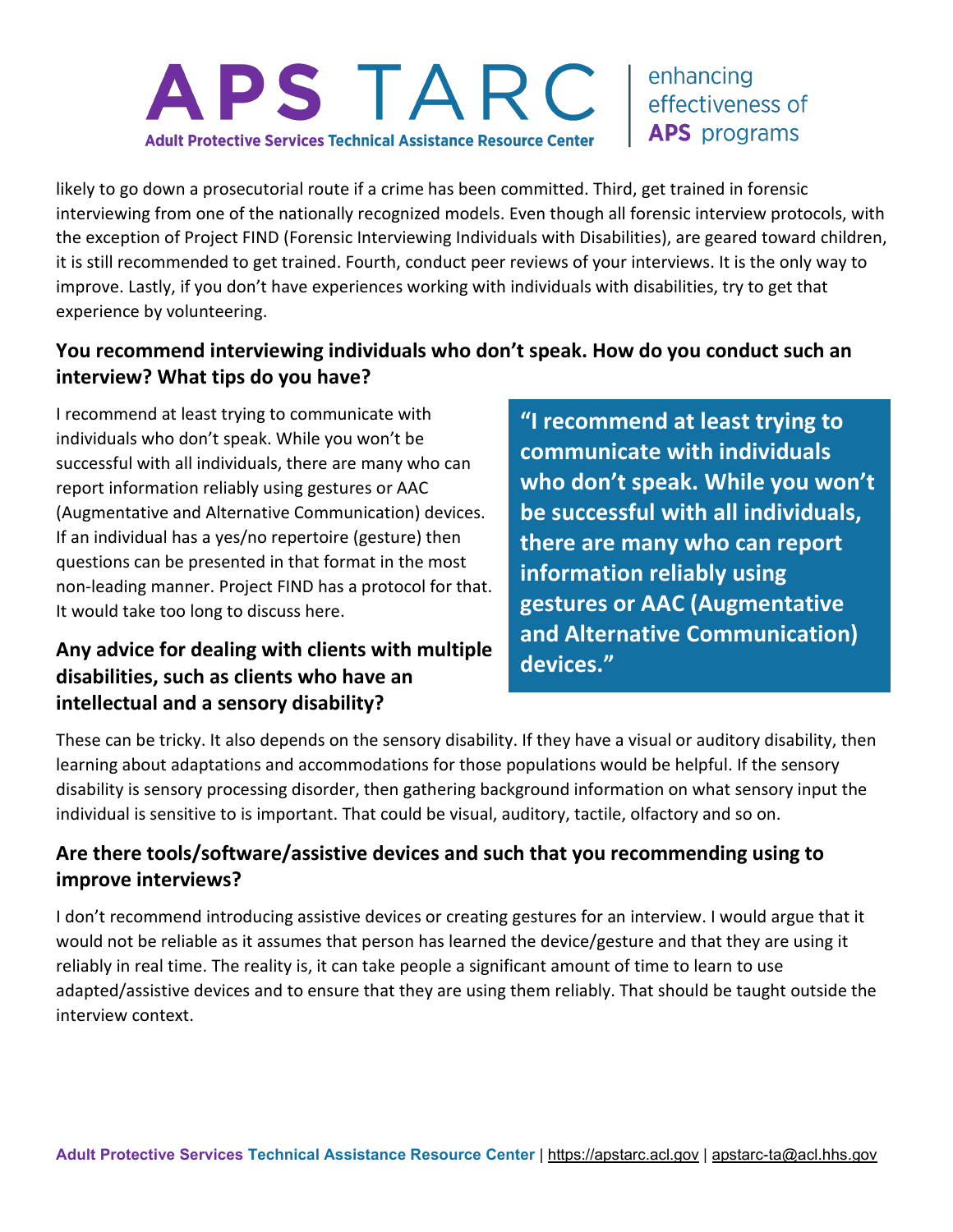likely to go down a prosecutorial route if a crime has been committed. Third, get trained in forensic interviewing from one of the nationally recognized models. Even though all forensic interview protocols, with the exception of Project FIND (Forensic Interviewing Individuals with Disabilities), are geared toward children, it is still recommended to get trained. Fourth, conduct peer reviews of your interviews. It is the only way to improve. Lastly, if you don't have experiences working with individuals with disabilities, try to get that experience by volunteering.

## You recommend interviewing individuals who don't speak. How do you conduct such an interview? What tips do you have?

I recommend at least trying to communicate with individuals who don't speak. While you won't be successful with all individuals, there are many who can report information reliably using gestures or AAC (Augmentative and Alternative Communication) devices. If an individual has a yes/no repertoire (gesture) then questions can be presented in that format in the most non-leading manner. Project FIND has a protocol for that. It would take too long to discuss here.

> **"I recommend at least trying to communicate with individuals who don't speak. While you won't be successful with all individuals, there are many who can report information reliably using gestures or AAC (Augmentative and Alternative Communication) devices."**

## Any advice for dealing with clients with multiple disabilities, such as clients who have an intellectual and a sensory disability?

These can be tricky. It also depends on the sensory disability. If they have a visual or auditory disability, then learning about adaptations and accommodations for those populations would be helpful. If the sensory disability is sensory processing disorder, then gathering background information on what sensory input the individual is sensitive to is important. That could be visual, auditory, tactile, olfactory and so on.

## Are there tools/software/assistive devices and such that you recommending using to improve interviews?

I don't recommend introducing assistive devices or creating gestures for an interview. I would argue that it would not be reliable as it assumes that person has learned the device/gesture and that they are using it reliably in real time. The reality is, it can take people a significant amount of time to learn to use adapted/assistive devices and to ensure that they are using them reliably. That should be taught outside the interview context.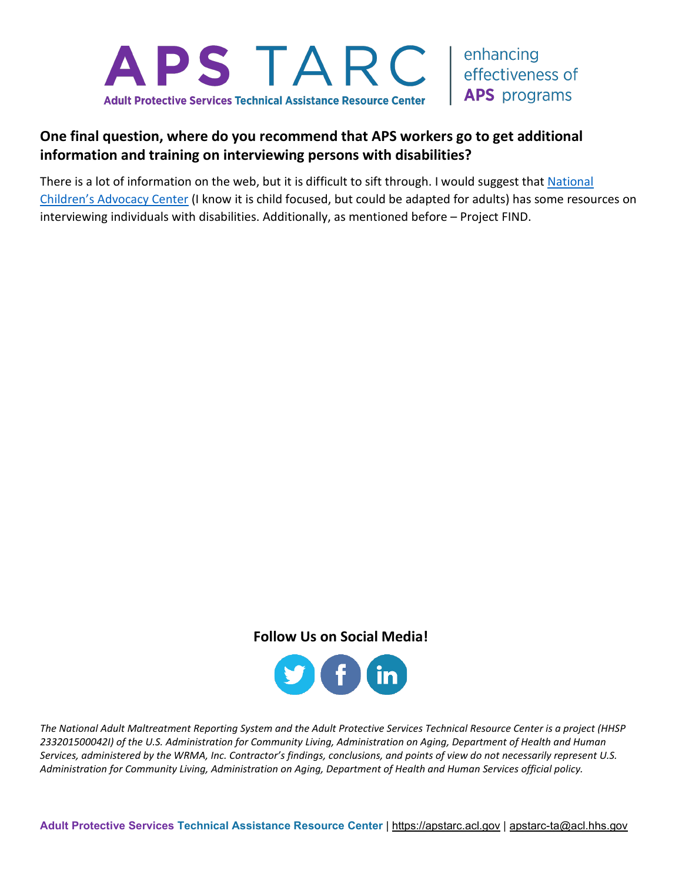**One final question, where do you recommend that APS workers go to get additional information and training on interviewing persons with disabilities?**

There is a lot of information on the web, but it is difficult to sift through. I would suggest that National Children's Advocacy Center (I know it is child focused, but could be adapted for adults) has some resources on interviewing individuals with disabilities. Additionally, as mentioned before – Project FIND.

**Follow Us on Social Media!**

*The National Adult Maltreatment Reporting System and the Adult Protective Services Technical Resource Center is a project (HHSP 233201500042I) of the U.S. Administration for Community Living, Administration on Aging, Department of Health and Human Services, administered by the WRMA, Inc. Contractor's findings, conclusions, and points of view do not necessarily represent U.S. Administration for Community Living, Administration on Aging, Department of Health and Human Services official policy.*